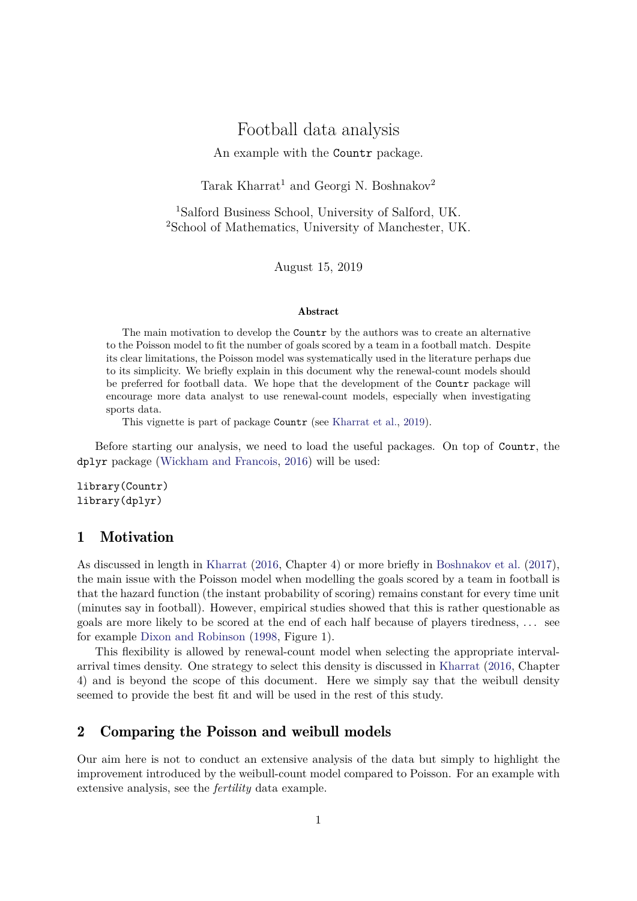# Football data analysis

An example with the `Countr` package.

Tarak Kharrat[1] and Georgi N. Boshnakov[2]

[1]Salford Business School, University of Salford, UK.
[2]School of Mathematics, University of Manchester, UK.

August 15, 2019

**Abstract**

The main motivation to develop the `Countr` by the authors was to create an alternative to the Poisson model to fit the number of goals scored by a team in a football match. Despite its clear limitations, the Poisson model was systematically used in the literature perhaps due to its simplicity. We briefly explain in this document why the renewal-count models should be preferred for football data. We hope that the development of the `Countr` package will encourage more data analyst to use renewal-count models, especially when investigating sports data.

This vignette is part of package `Countr` (see Kharrat et al., 2019).

Before starting our analysis, we need to load the useful packages. On top of `Countr`, the `dplyr` package (Wickham and Francois, 2016) will be used:

```
library(Countr)
library(dplyr)
```

## 1 Motivation

As discussed in length in Kharrat (2016, Chapter 4) or more briefly in Boshnakov et al. (2017), the main issue with the Poisson model when modelling the goals scored by a team in football is that the hazard function (the instant probability of scoring) remains constant for every time unit (minutes say in football). However, empirical studies showed that this is rather questionable as goals are more likely to be scored at the end of each half because of players tiredness, ... see for example Dixon and Robinson (1998, Figure 1).

This flexibility is allowed by renewal-count model when selecting the appropriate interval-arrival times density. One strategy to select this density is discussed in Kharrat (2016, Chapter 4) and is beyond the scope of this document. Here we simply say that the weibull density seemed to provide the best fit and will be used in the rest of this study.

## 2 Comparing the Poisson and weibull models

Our aim here is not to conduct an extensive analysis of the data but simply to highlight the improvement introduced by the weibull-count model compared to Poisson. For an example with extensive analysis, see the *fertility* data example.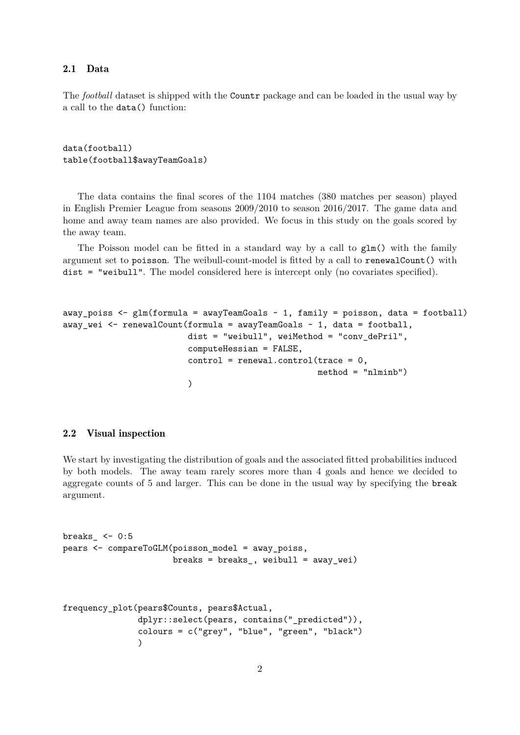### 2.1 Data

The *football* dataset is shipped with the Countr package and can be loaded in the usual way by a call to the data() function:

```
data(football)
table(football$awayTeamGoals)
```

The data contains the final scores of the 1104 matches (380 matches per season) played in English Premier League from seasons 2009/2010 to season 2016/2017. The game data and home and away team names are also provided. We focus in this study on the goals scored by the away team.

The Poisson model can be fitted in a standard way by a call to glm() with the family argument set to poisson. The weibull-count-model is fitted by a call to renewalCount() with dist = "weibull". The model considered here is intercept only (no covariates specified).

```
away_poiss <- glm(formula = awayTeamGoals ~ 1, family = poisson, data = football)
away_wei <- renewalCount(formula = awayTeamGoals ~ 1, data = football,
                         dist = "weibull", weiMethod = "conv_dePril",
                         computeHessian = FALSE,
                         control = renewal.control(trace = 0,
                                                   method = "nlminb")
                         )
```

### 2.2 Visual inspection

We start by investigating the distribution of goals and the associated fitted probabilities induced by both models. The away team rarely scores more than 4 goals and hence we decided to aggregate counts of 5 and larger. This can be done in the usual way by specifying the break argument.

```
breaks_ <- 0:5
pears <- compareToGLM(poisson_model = away_poiss,
                      breaks = breaks_, weibull = away_wei)
```

```
frequency_plot(pears$Counts, pears$Actual,
               dplyr::select(pears, contains("_predicted")),
               colours = c("grey", "blue", "green", "black")
               )
```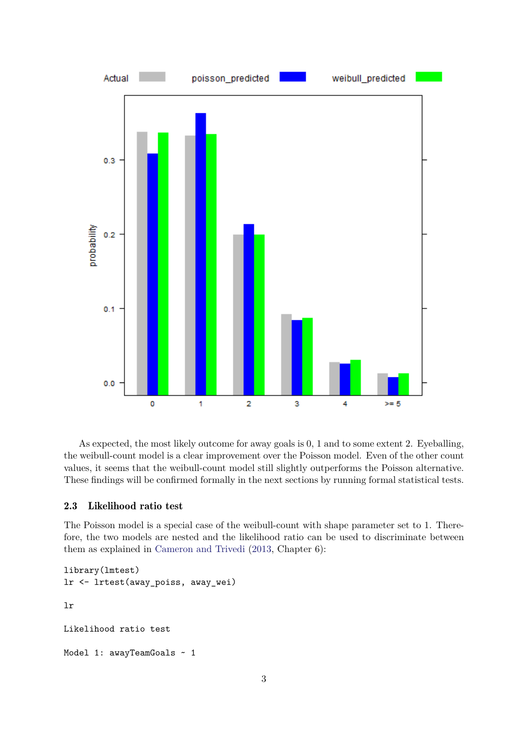As expected, the most likely outcome for away goals is 0, 1 and to some extent 2. Eyeballing, the weibull-count model is a clear improvement over the Poisson model. Even of the other count values, it seems that the weibull-count model still slightly outperforms the Poisson alternative. These findings will be confirmed formally in the next sections by running formal statistical tests.

### 2.3 Likelihood ratio test

The Poisson model is a special case of the weibull-count with shape parameter set to 1. Therefore, the two models are nested and the likelihood ratio can be used to discriminate between them as explained in Cameron and Trivedi (2013, Chapter 6):

```
library(lmtest)
lr <- lrtest(away_poiss, away_wei)

lr

Likelihood ratio test

Model 1: awayTeamGoals ~ 1
```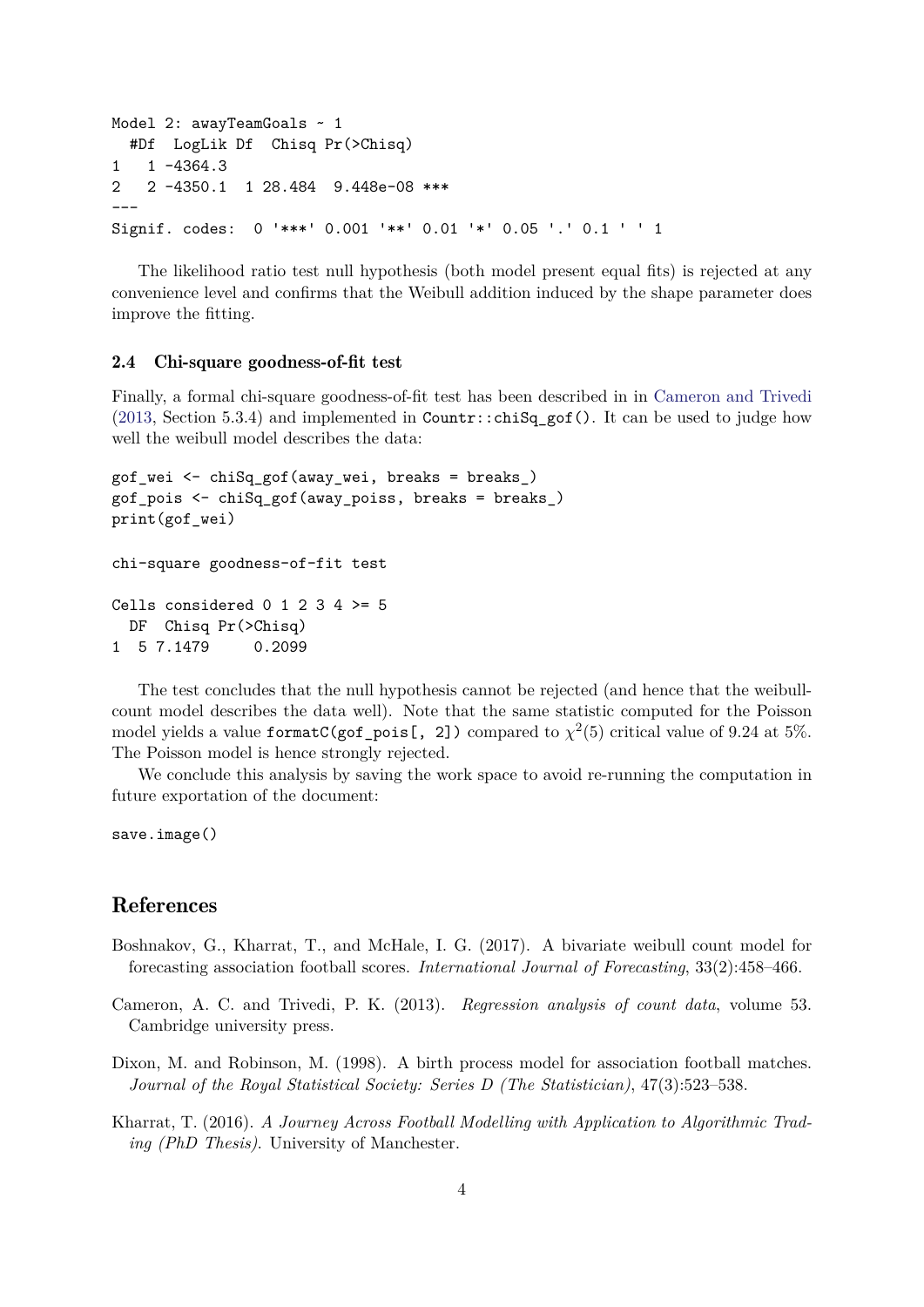```
Model 2: awayTeamGoals ~ 1
  #Df  LogLik Df  Chisq Pr(>Chisq)
1   1 -4364.3
2   2 -4350.1  1 28.484  9.448e-08 ***
---
Signif. codes:  0 '***' 0.001 '**' 0.01 '*' 0.05 '.' 0.1 ' ' 1
```

The likelihood ratio test null hypothesis (both model present equal fits) is rejected at any convenience level and confirms that the Weibull addition induced by the shape parameter does improve the fitting.

### 2.4 Chi-square goodness-of-fit test

Finally, a formal chi-square goodness-of-fit test has been described in in Cameron and Trivedi (2013, Section 5.3.4) and implemented in `Countr::chiSq_gof()`. It can be used to judge how well the weibull model describes the data:

```
gof_wei <- chiSq_gof(away_wei, breaks = breaks_)
gof_pois <- chiSq_gof(away_poiss, breaks = breaks_)
print(gof_wei)
```

```
chi-square goodness-of-fit test

Cells considered 0 1 2 3 4 >= 5
  DF  Chisq Pr(>Chisq)
1  5 7.1479     0.2099
```

The test concludes that the null hypothesis cannot be rejected (and hence that the weibull-count model describes the data well). Note that the same statistic computed for the Poisson model yields a value `formatC(gof_pois[, 2])` compared to $\chi^2(5)$ critical value of 9.24 at 5%. The Poisson model is hence strongly rejected.

We conclude this analysis by saving the work space to avoid re-running the computation in future exportation of the document:

```
save.image()
```

## References

Boshnakov, G., Kharrat, T., and McHale, I. G. (2017). A bivariate weibull count model for forecasting association football scores. *International Journal of Forecasting*, 33(2):458–466.

Cameron, A. C. and Trivedi, P. K. (2013). *Regression analysis of count data*, volume 53. Cambridge university press.

Dixon, M. and Robinson, M. (1998). A birth process model for association football matches. *Journal of the Royal Statistical Society: Series D (The Statistician)*, 47(3):523–538.

Kharrat, T. (2016). *A Journey Across Football Modelling with Application to Algorithmic Trading (PhD Thesis)*. University of Manchester.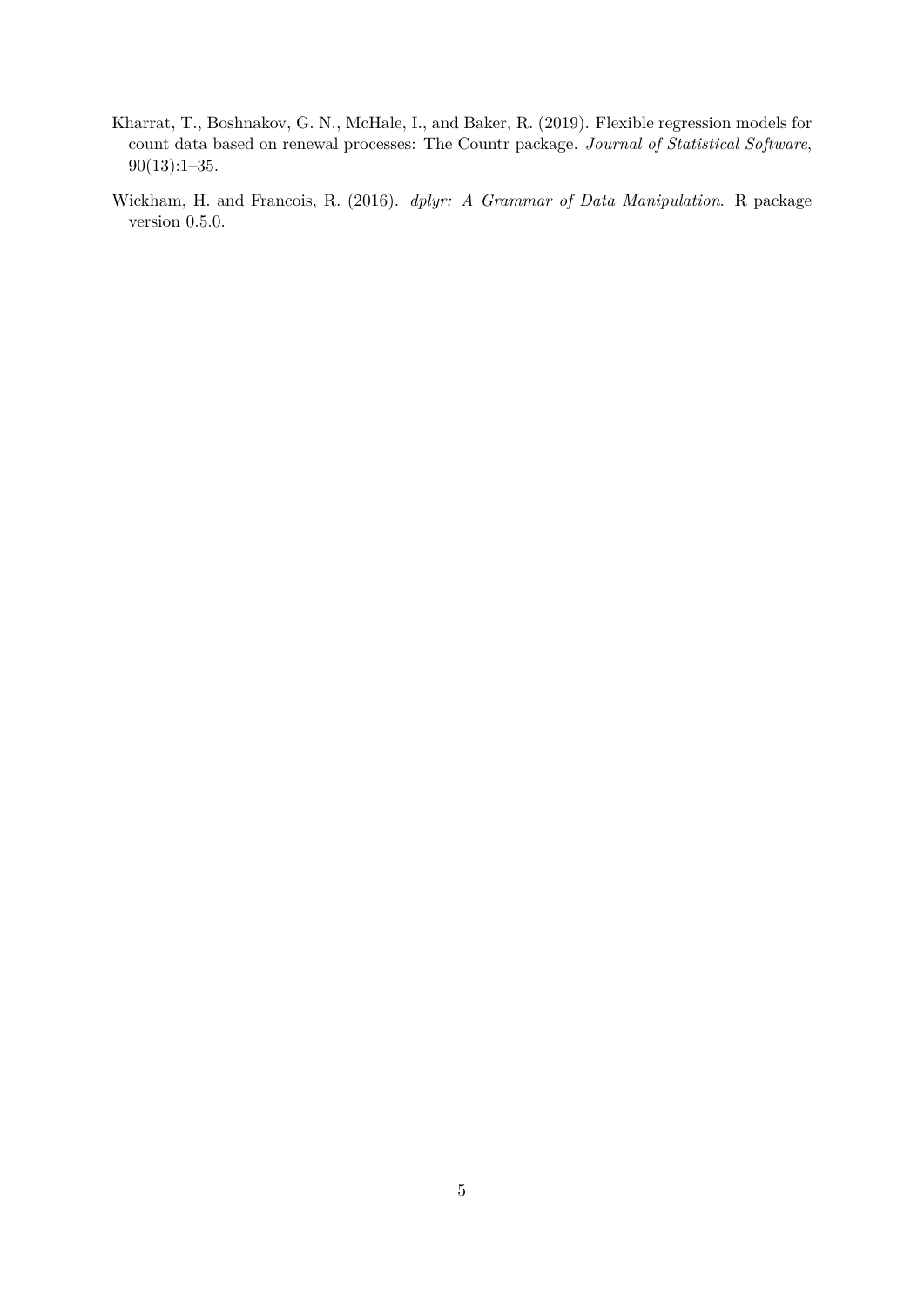Kharrat, T., Boshnakov, G. N., McHale, I., and Baker, R. (2019). Flexible regression models for count data based on renewal processes: The Countr package. *Journal of Statistical Software*, 90(13):1–35.

Wickham, H. and Francois, R. (2016). *dplyr: A Grammar of Data Manipulation*. R package version 0.5.0.